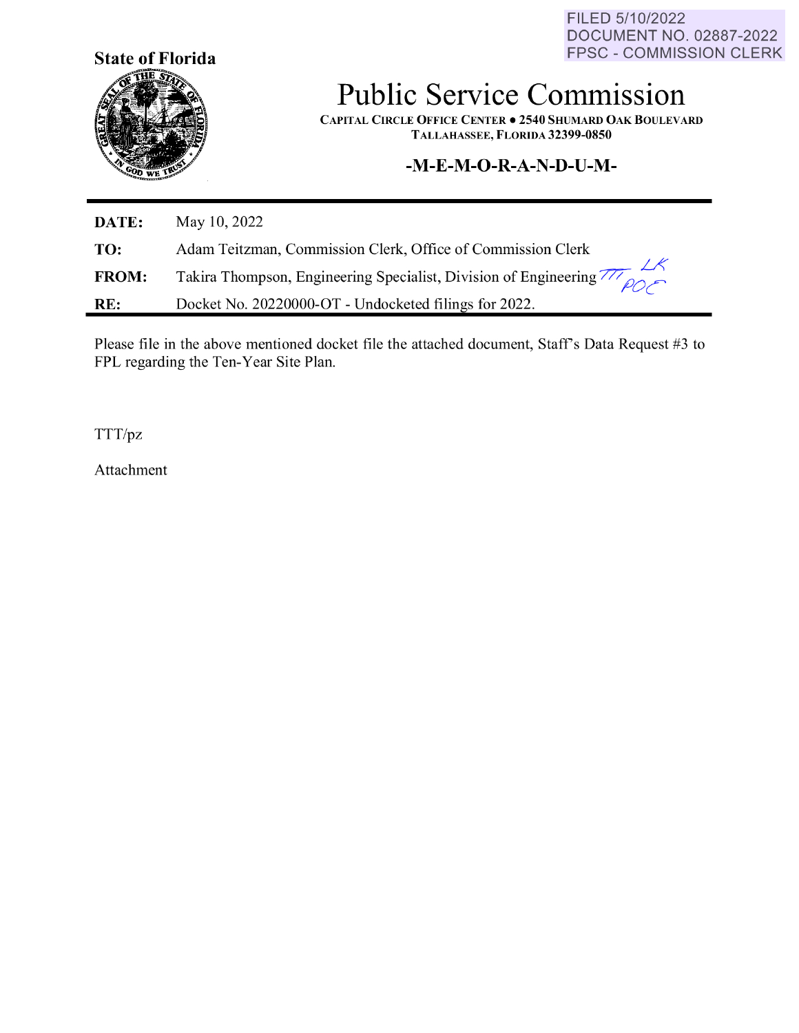FILED 5/10/2022
DOCUMENT NO. 02887-2022
FPSC - COMMISSION CLERK

**State of Florida**

# Public Service Commission

**CAPITAL CIRCLE OFFICE CENTER ● 2540 SHUMARD OAK BOULEVARD**
**TALLAHASSEE, FLORIDA 32399-0850**

## -M-E-M-O-R-A-N-D-U-M-

| | |
|---|---|
| **DATE:** | May 10, 2022 |
| **TO:** | Adam Teitzman, Commission Clerk, Office of Commission Clerk |
| **FROM:** | Takira Thompson, Engineering Specialist, Division of Engineering TTT LK POC |
| **RE:** | Docket No. 20220000-OT - Undocketed filings for 2022. |

Please file in the above mentioned docket file the attached document, Staff's Data Request #3 to FPL regarding the Ten-Year Site Plan.

TTT/pz

Attachment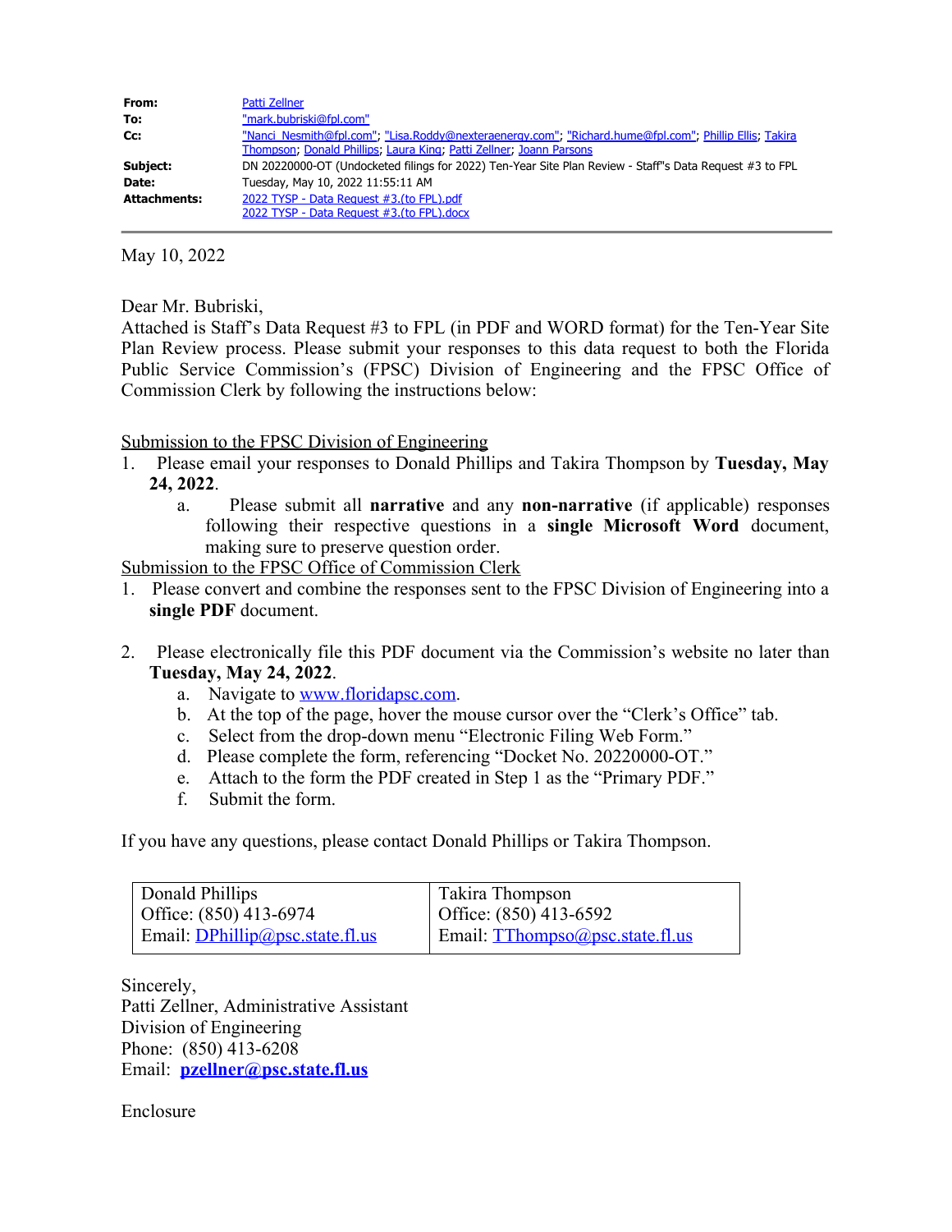| | |
|---|---|
| **From:** | Patti Zellner |
| **To:** | "mark.bubriski@fpl.com" |
| **Cc:** | "Nanci_Nesmith@fpl.com"; "Lisa.Roddy@nexteraenergy.com"; "Richard.hume@fpl.com"; Phillip Ellis; Takira Thompson; Donald Phillips; Laura King; Patti Zellner; Joann Parsons |
| **Subject:** | DN 20220000-OT (Undocketed filings for 2022) Ten-Year Site Plan Review - Staff"s Data Request #3 to FPL |
| **Date:** | Tuesday, May 10, 2022 11:55:11 AM |
| **Attachments:** | 2022 TYSP - Data Request #3.(to FPL).pdf<br>2022 TYSP - Data Request #3.(to FPL).docx |

May 10, 2022

Dear Mr. Bubriski,

Attached is Staff's Data Request #3 to FPL (in PDF and WORD format) for the Ten-Year Site Plan Review process. Please submit your responses to this data request to both the Florida Public Service Commission's (FPSC) Division of Engineering and the FPSC Office of Commission Clerk by following the instructions below:

Submission to the FPSC Division of Engineering

1. Please email your responses to Donald Phillips and Takira Thompson by **Tuesday, May 24, 2022**.
   a. Please submit all **narrative** and any **non-narrative** (if applicable) responses following their respective questions in a **single Microsoft Word** document, making sure to preserve question order.

Submission to the FPSC Office of Commission Clerk

1. Please convert and combine the responses sent to the FPSC Division of Engineering into a **single PDF** document.

2. Please electronically file this PDF document via the Commission's website no later than **Tuesday, May 24, 2022**.
   a. Navigate to www.floridapsc.com.
   b. At the top of the page, hover the mouse cursor over the "Clerk's Office" tab.
   c. Select from the drop-down menu "Electronic Filing Web Form."
   d. Please complete the form, referencing "Docket No. 20220000-OT."
   e. Attach to the form the PDF created in Step 1 as the "Primary PDF."
   f. Submit the form.

If you have any questions, please contact Donald Phillips or Takira Thompson.

| Donald Phillips | Takira Thompson |
|---|---|
| Office: (850) 413-6974 | Office: (850) 413-6592 |
| Email: DPhillip@psc.state.fl.us | Email: TThompso@psc.state.fl.us |

Sincerely,
Patti Zellner, Administrative Assistant
Division of Engineering
Phone: (850) 413-6208
Email: **pzellner@psc.state.fl.us**

Enclosure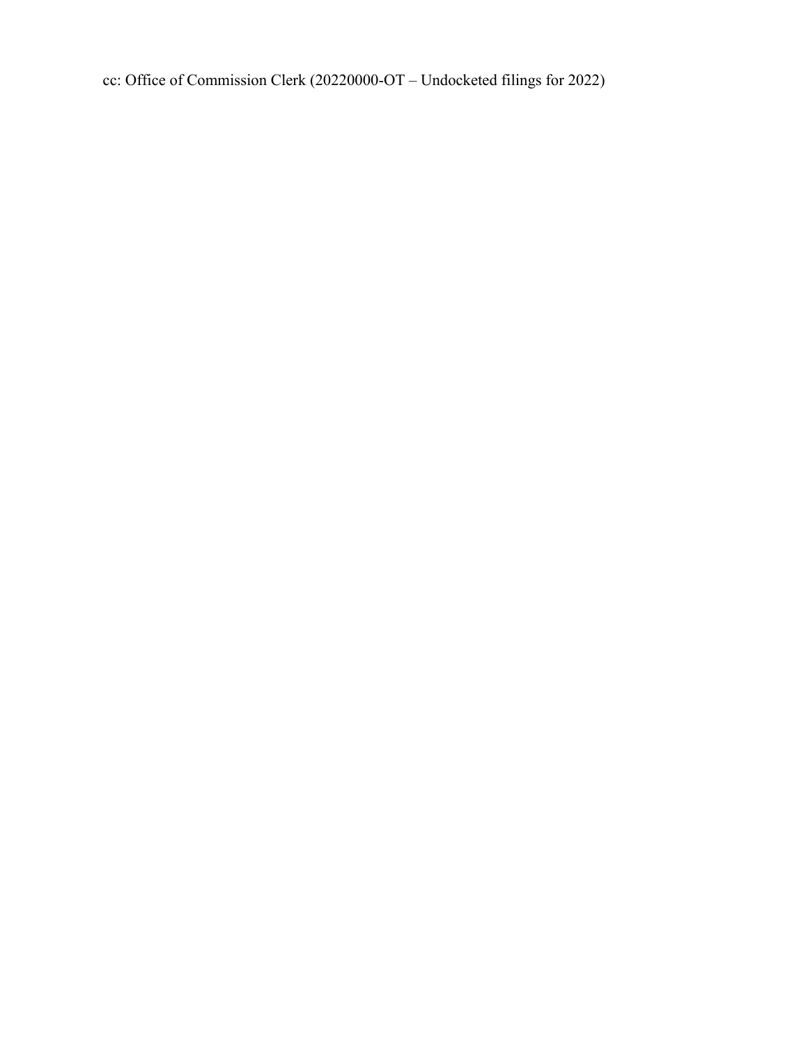cc: Office of Commission Clerk (20220000-OT – Undocketed filings for 2022)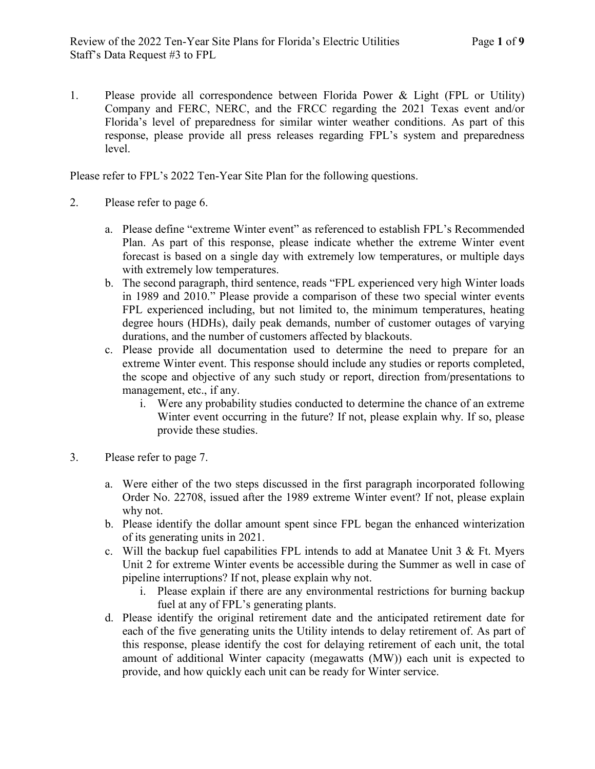1. Please provide all correspondence between Florida Power & Light (FPL or Utility) Company and FERC, NERC, and the FRCC regarding the 2021 Texas event and/or Florida's level of preparedness for similar winter weather conditions. As part of this response, please provide all press releases regarding FPL's system and preparedness level.

Please refer to FPL's 2022 Ten-Year Site Plan for the following questions.

2. Please refer to page 6.

   a. Please define "extreme Winter event" as referenced to establish FPL's Recommended Plan. As part of this response, please indicate whether the extreme Winter event forecast is based on a single day with extremely low temperatures, or multiple days with extremely low temperatures.
   b. The second paragraph, third sentence, reads "FPL experienced very high Winter loads in 1989 and 2010." Please provide a comparison of these two special winter events FPL experienced including, but not limited to, the minimum temperatures, heating degree hours (HDHs), daily peak demands, number of customer outages of varying durations, and the number of customers affected by blackouts.
   c. Please provide all documentation used to determine the need to prepare for an extreme Winter event. This response should include any studies or reports completed, the scope and objective of any such study or report, direction from/presentations to management, etc., if any.
      i. Were any probability studies conducted to determine the chance of an extreme Winter event occurring in the future? If not, please explain why. If so, please provide these studies.

3. Please refer to page 7.

   a. Were either of the two steps discussed in the first paragraph incorporated following Order No. 22708, issued after the 1989 extreme Winter event? If not, please explain why not.
   b. Please identify the dollar amount spent since FPL began the enhanced winterization of its generating units in 2021.
   c. Will the backup fuel capabilities FPL intends to add at Manatee Unit 3 & Ft. Myers Unit 2 for extreme Winter events be accessible during the Summer as well in case of pipeline interruptions? If not, please explain why not.
      i. Please explain if there are any environmental restrictions for burning backup fuel at any of FPL's generating plants.
   d. Please identify the original retirement date and the anticipated retirement date for each of the five generating units the Utility intends to delay retirement of. As part of this response, please identify the cost for delaying retirement of each unit, the total amount of additional Winter capacity (megawatts (MW)) each unit is expected to provide, and how quickly each unit can be ready for Winter service.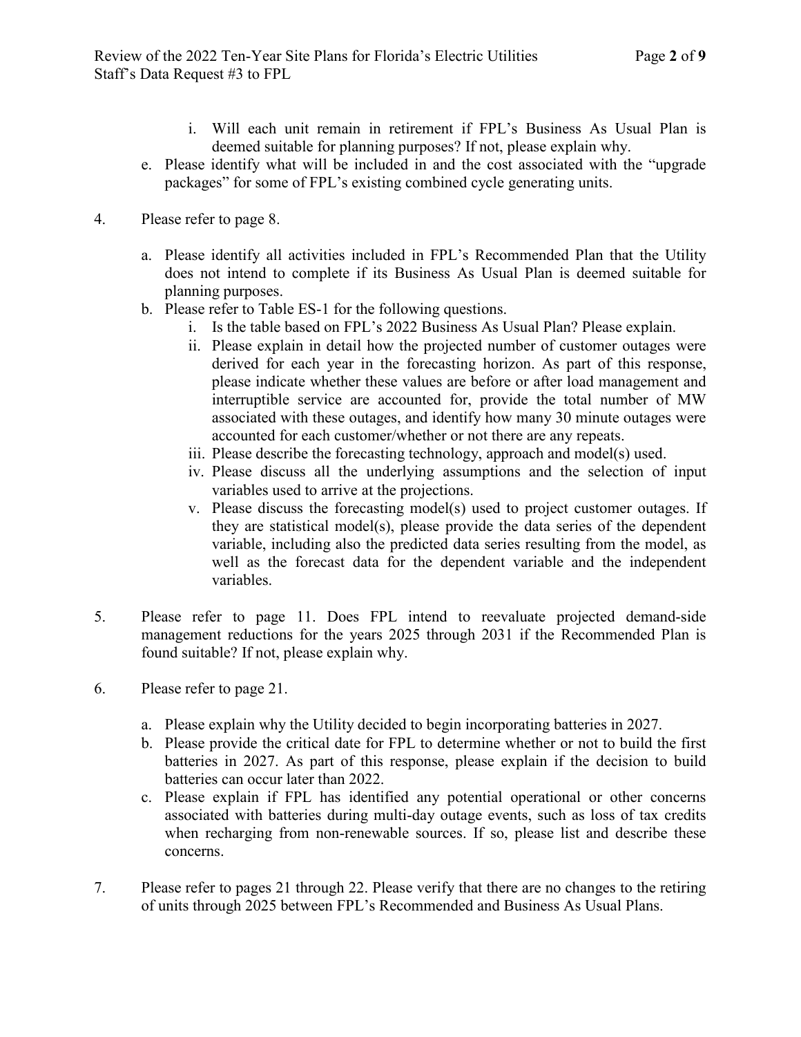i. Will each unit remain in retirement if FPL's Business As Usual Plan is deemed suitable for planning purposes? If not, please explain why.

e. Please identify what will be included in and the cost associated with the "upgrade packages" for some of FPL's existing combined cycle generating units.

4. Please refer to page 8.

   a. Please identify all activities included in FPL's Recommended Plan that the Utility does not intend to complete if its Business As Usual Plan is deemed suitable for planning purposes.
   b. Please refer to Table ES-1 for the following questions.
      i. Is the table based on FPL's 2022 Business As Usual Plan? Please explain.
      ii. Please explain in detail how the projected number of customer outages were derived for each year in the forecasting horizon. As part of this response, please indicate whether these values are before or after load management and interruptible service are accounted for, provide the total number of MW associated with these outages, and identify how many 30 minute outages were accounted for each customer/whether or not there are any repeats.
      iii. Please describe the forecasting technology, approach and model(s) used.
      iv. Please discuss all the underlying assumptions and the selection of input variables used to arrive at the projections.
      v. Please discuss the forecasting model(s) used to project customer outages. If they are statistical model(s), please provide the data series of the dependent variable, including also the predicted data series resulting from the model, as well as the forecast data for the dependent variable and the independent variables.

5. Please refer to page 11. Does FPL intend to reevaluate projected demand-side management reductions for the years 2025 through 2031 if the Recommended Plan is found suitable? If not, please explain why.

6. Please refer to page 21.

   a. Please explain why the Utility decided to begin incorporating batteries in 2027.
   b. Please provide the critical date for FPL to determine whether or not to build the first batteries in 2027. As part of this response, please explain if the decision to build batteries can occur later than 2022.
   c. Please explain if FPL has identified any potential operational or other concerns associated with batteries during multi-day outage events, such as loss of tax credits when recharging from non-renewable sources. If so, please list and describe these concerns.

7. Please refer to pages 21 through 22. Please verify that there are no changes to the retiring of units through 2025 between FPL's Recommended and Business As Usual Plans.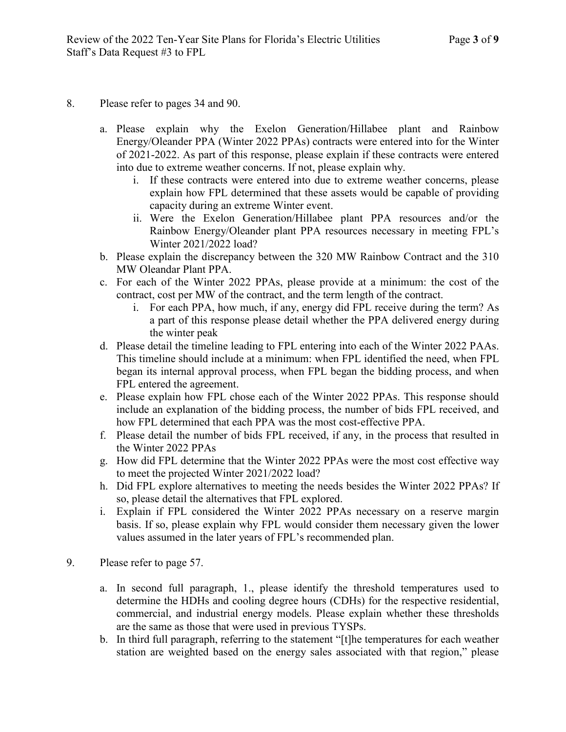8. Please refer to pages 34 and 90.

   a. Please explain why the Exelon Generation/Hillabee plant and Rainbow Energy/Oleander PPA (Winter 2022 PPAs) contracts were entered into for the Winter of 2021-2022. As part of this response, please explain if these contracts were entered into due to extreme weather concerns. If not, please explain why.
      i. If these contracts were entered into due to extreme weather concerns, please explain how FPL determined that these assets would be capable of providing capacity during an extreme Winter event.
      ii. Were the Exelon Generation/Hillabee plant PPA resources and/or the Rainbow Energy/Oleander plant PPA resources necessary in meeting FPL's Winter 2021/2022 load?
   b. Please explain the discrepancy between the 320 MW Rainbow Contract and the 310 MW Oleandar Plant PPA.
   c. For each of the Winter 2022 PPAs, please provide at a minimum: the cost of the contract, cost per MW of the contract, and the term length of the contract.
      i. For each PPA, how much, if any, energy did FPL receive during the term? As a part of this response please detail whether the PPA delivered energy during the winter peak
   d. Please detail the timeline leading to FPL entering into each of the Winter 2022 PAAs. This timeline should include at a minimum: when FPL identified the need, when FPL began its internal approval process, when FPL began the bidding process, and when FPL entered the agreement.
   e. Please explain how FPL chose each of the Winter 2022 PPAs. This response should include an explanation of the bidding process, the number of bids FPL received, and how FPL determined that each PPA was the most cost-effective PPA.
   f. Please detail the number of bids FPL received, if any, in the process that resulted in the Winter 2022 PPAs
   g. How did FPL determine that the Winter 2022 PPAs were the most cost effective way to meet the projected Winter 2021/2022 load?
   h. Did FPL explore alternatives to meeting the needs besides the Winter 2022 PPAs? If so, please detail the alternatives that FPL explored.
   i. Explain if FPL considered the Winter 2022 PPAs necessary on a reserve margin basis. If so, please explain why FPL would consider them necessary given the lower values assumed in the later years of FPL's recommended plan.

9. Please refer to page 57.

   a. In second full paragraph, 1., please identify the threshold temperatures used to determine the HDHs and cooling degree hours (CDHs) for the respective residential, commercial, and industrial energy models. Please explain whether these thresholds are the same as those that were used in previous TYSPs.
   b. In third full paragraph, referring to the statement "[t]he temperatures for each weather station are weighted based on the energy sales associated with that region," please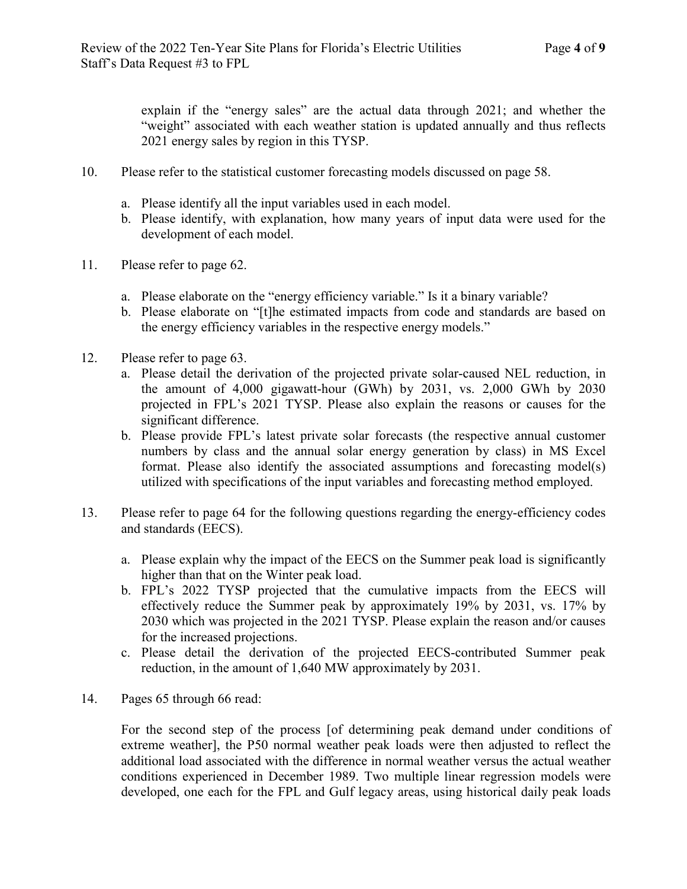explain if the "energy sales" are the actual data through 2021; and whether the "weight" associated with each weather station is updated annually and thus reflects 2021 energy sales by region in this TYSP.

10. Please refer to the statistical customer forecasting models discussed on page 58.

    a. Please identify all the input variables used in each model.
    b. Please identify, with explanation, how many years of input data were used for the development of each model.

11. Please refer to page 62.

    a. Please elaborate on the "energy efficiency variable." Is it a binary variable?
    b. Please elaborate on "[t]he estimated impacts from code and standards are based on the energy efficiency variables in the respective energy models."

12. Please refer to page 63.
    a. Please detail the derivation of the projected private solar-caused NEL reduction, in the amount of 4,000 gigawatt-hour (GWh) by 2031, vs. 2,000 GWh by 2030 projected in FPL's 2021 TYSP. Please also explain the reasons or causes for the significant difference.
    b. Please provide FPL's latest private solar forecasts (the respective annual customer numbers by class and the annual solar energy generation by class) in MS Excel format. Please also identify the associated assumptions and forecasting model(s) utilized with specifications of the input variables and forecasting method employed.

13. Please refer to page 64 for the following questions regarding the energy-efficiency codes and standards (EECS).

    a. Please explain why the impact of the EECS on the Summer peak load is significantly higher than that on the Winter peak load.
    b. FPL's 2022 TYSP projected that the cumulative impacts from the EECS will effectively reduce the Summer peak by approximately 19% by 2031, vs. 17% by 2030 which was projected in the 2021 TYSP. Please explain the reason and/or causes for the increased projections.
    c. Please detail the derivation of the projected EECS-contributed Summer peak reduction, in the amount of 1,640 MW approximately by 2031.

14. Pages 65 through 66 read:

    For the second step of the process [of determining peak demand under conditions of extreme weather], the P50 normal weather peak loads were then adjusted to reflect the additional load associated with the difference in normal weather versus the actual weather conditions experienced in December 1989. Two multiple linear regression models were developed, one each for the FPL and Gulf legacy areas, using historical daily peak loads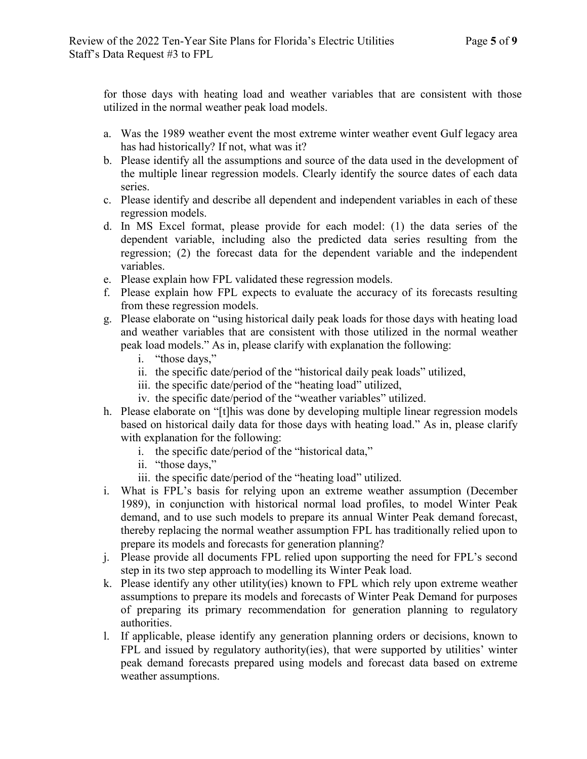for those days with heating load and weather variables that are consistent with those utilized in the normal weather peak load models.

a. Was the 1989 weather event the most extreme winter weather event Gulf legacy area has had historically? If not, what was it?
b. Please identify all the assumptions and source of the data used in the development of the multiple linear regression models. Clearly identify the source dates of each data series.
c. Please identify and describe all dependent and independent variables in each of these regression models.
d. In MS Excel format, please provide for each model: (1) the data series of the dependent variable, including also the predicted data series resulting from the regression; (2) the forecast data for the dependent variable and the independent variables.
e. Please explain how FPL validated these regression models.
f. Please explain how FPL expects to evaluate the accuracy of its forecasts resulting from these regression models.
g. Please elaborate on "using historical daily peak loads for those days with heating load and weather variables that are consistent with those utilized in the normal weather peak load models." As in, please clarify with explanation the following:
    i. "those days,"
    ii. the specific date/period of the "historical daily peak loads" utilized,
    iii. the specific date/period of the "heating load" utilized,
    iv. the specific date/period of the "weather variables" utilized.
h. Please elaborate on "[t]his was done by developing multiple linear regression models based on historical daily data for those days with heating load." As in, please clarify with explanation for the following:
    i. the specific date/period of the "historical data,"
    ii. "those days,"
    iii. the specific date/period of the "heating load" utilized.
i. What is FPL's basis for relying upon an extreme weather assumption (December 1989), in conjunction with historical normal load profiles, to model Winter Peak demand, and to use such models to prepare its annual Winter Peak demand forecast, thereby replacing the normal weather assumption FPL has traditionally relied upon to prepare its models and forecasts for generation planning?
j. Please provide all documents FPL relied upon supporting the need for FPL's second step in its two step approach to modelling its Winter Peak load.
k. Please identify any other utility(ies) known to FPL which rely upon extreme weather assumptions to prepare its models and forecasts of Winter Peak Demand for purposes of preparing its primary recommendation for generation planning to regulatory authorities.
l. If applicable, please identify any generation planning orders or decisions, known to FPL and issued by regulatory authority(ies), that were supported by utilities' winter peak demand forecasts prepared using models and forecast data based on extreme weather assumptions.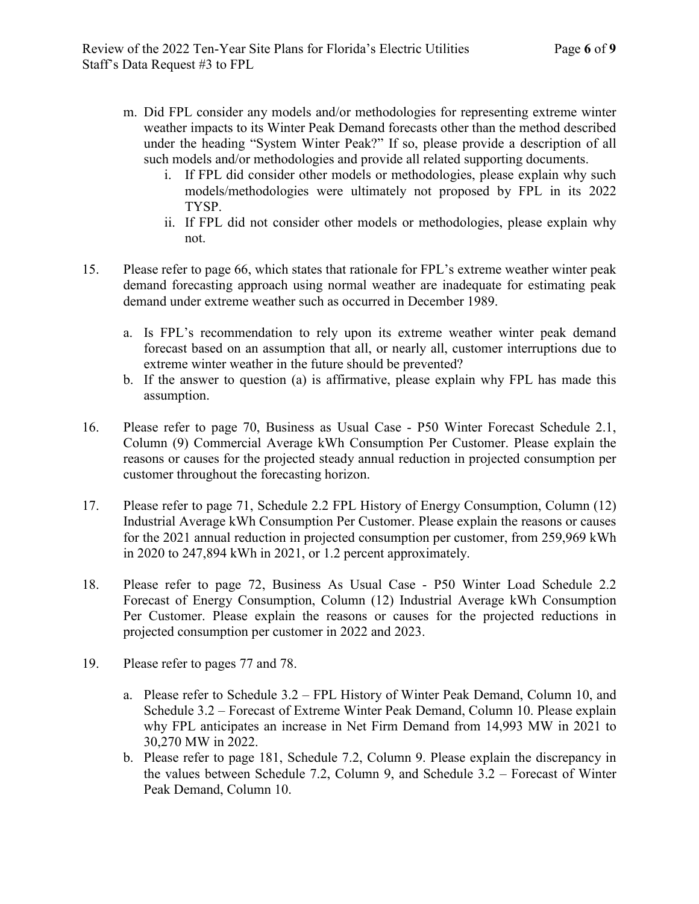m. Did FPL consider any models and/or methodologies for representing extreme winter weather impacts to its Winter Peak Demand forecasts other than the method described under the heading "System Winter Peak?" If so, please provide a description of all such models and/or methodologies and provide all related supporting documents.
   i. If FPL did consider other models or methodologies, please explain why such models/methodologies were ultimately not proposed by FPL in its 2022 TYSP.
   ii. If FPL did not consider other models or methodologies, please explain why not.

15. Please refer to page 66, which states that rationale for FPL's extreme weather winter peak demand forecasting approach using normal weather are inadequate for estimating peak demand under extreme weather such as occurred in December 1989.

    a. Is FPL's recommendation to rely upon its extreme weather winter peak demand forecast based on an assumption that all, or nearly all, customer interruptions due to extreme winter weather in the future should be prevented?
    b. If the answer to question (a) is affirmative, please explain why FPL has made this assumption.

16. Please refer to page 70, Business as Usual Case - P50 Winter Forecast Schedule 2.1, Column (9) Commercial Average kWh Consumption Per Customer. Please explain the reasons or causes for the projected steady annual reduction in projected consumption per customer throughout the forecasting horizon.

17. Please refer to page 71, Schedule 2.2 FPL History of Energy Consumption, Column (12) Industrial Average kWh Consumption Per Customer. Please explain the reasons or causes for the 2021 annual reduction in projected consumption per customer, from 259,969 kWh in 2020 to 247,894 kWh in 2021, or 1.2 percent approximately.

18. Please refer to page 72, Business As Usual Case - P50 Winter Load Schedule 2.2 Forecast of Energy Consumption, Column (12) Industrial Average kWh Consumption Per Customer. Please explain the reasons or causes for the projected reductions in projected consumption per customer in 2022 and 2023.

19. Please refer to pages 77 and 78.

    a. Please refer to Schedule 3.2 – FPL History of Winter Peak Demand, Column 10, and Schedule 3.2 – Forecast of Extreme Winter Peak Demand, Column 10. Please explain why FPL anticipates an increase in Net Firm Demand from 14,993 MW in 2021 to 30,270 MW in 2022.
    b. Please refer to page 181, Schedule 7.2, Column 9. Please explain the discrepancy in the values between Schedule 7.2, Column 9, and Schedule 3.2 – Forecast of Winter Peak Demand, Column 10.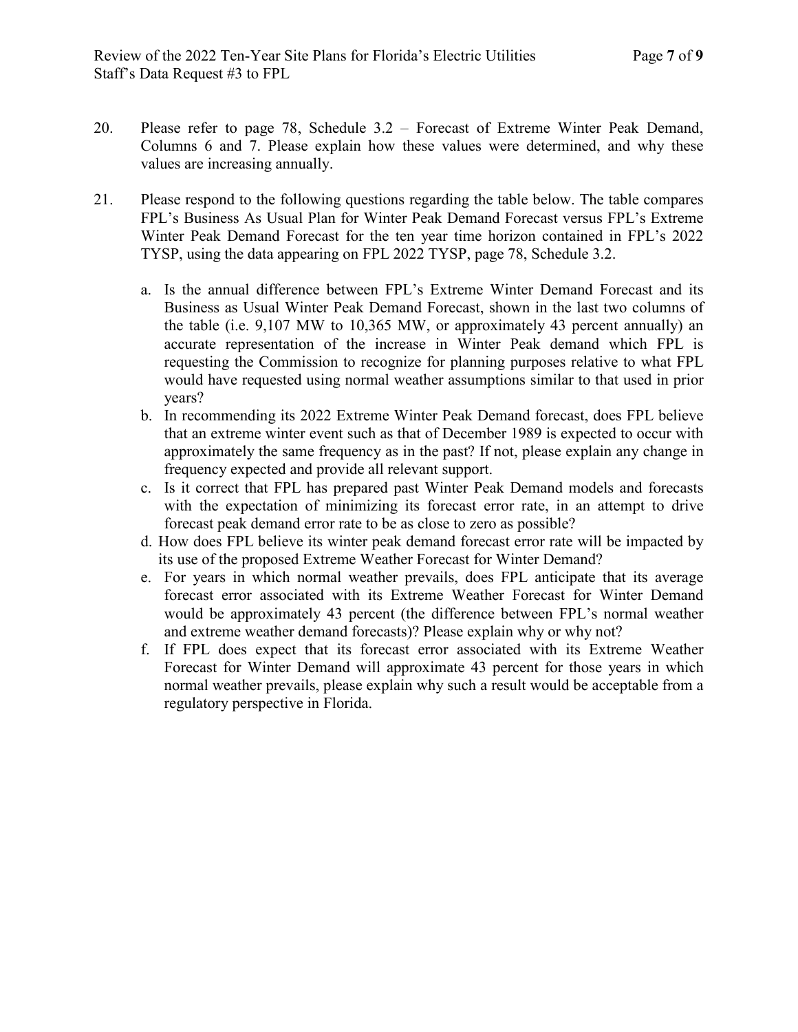20. Please refer to page 78, Schedule 3.2 – Forecast of Extreme Winter Peak Demand, Columns 6 and 7. Please explain how these values were determined, and why these values are increasing annually.

21. Please respond to the following questions regarding the table below. The table compares FPL's Business As Usual Plan for Winter Peak Demand Forecast versus FPL's Extreme Winter Peak Demand Forecast for the ten year time horizon contained in FPL's 2022 TYSP, using the data appearing on FPL 2022 TYSP, page 78, Schedule 3.2.

    a. Is the annual difference between FPL's Extreme Winter Demand Forecast and its Business as Usual Winter Peak Demand Forecast, shown in the last two columns of the table (i.e. 9,107 MW to 10,365 MW, or approximately 43 percent annually) an accurate representation of the increase in Winter Peak demand which FPL is requesting the Commission to recognize for planning purposes relative to what FPL would have requested using normal weather assumptions similar to that used in prior years?
    b. In recommending its 2022 Extreme Winter Peak Demand forecast, does FPL believe that an extreme winter event such as that of December 1989 is expected to occur with approximately the same frequency as in the past? If not, please explain any change in frequency expected and provide all relevant support.
    c. Is it correct that FPL has prepared past Winter Peak Demand models and forecasts with the expectation of minimizing its forecast error rate, in an attempt to drive forecast peak demand error rate to be as close to zero as possible?
    d. How does FPL believe its winter peak demand forecast error rate will be impacted by its use of the proposed Extreme Weather Forecast for Winter Demand?
    e. For years in which normal weather prevails, does FPL anticipate that its average forecast error associated with its Extreme Weather Forecast for Winter Demand would be approximately 43 percent (the difference between FPL's normal weather and extreme weather demand forecasts)? Please explain why or why not?
    f. If FPL does expect that its forecast error associated with its Extreme Weather Forecast for Winter Demand will approximate 43 percent for those years in which normal weather prevails, please explain why such a result would be acceptable from a regulatory perspective in Florida.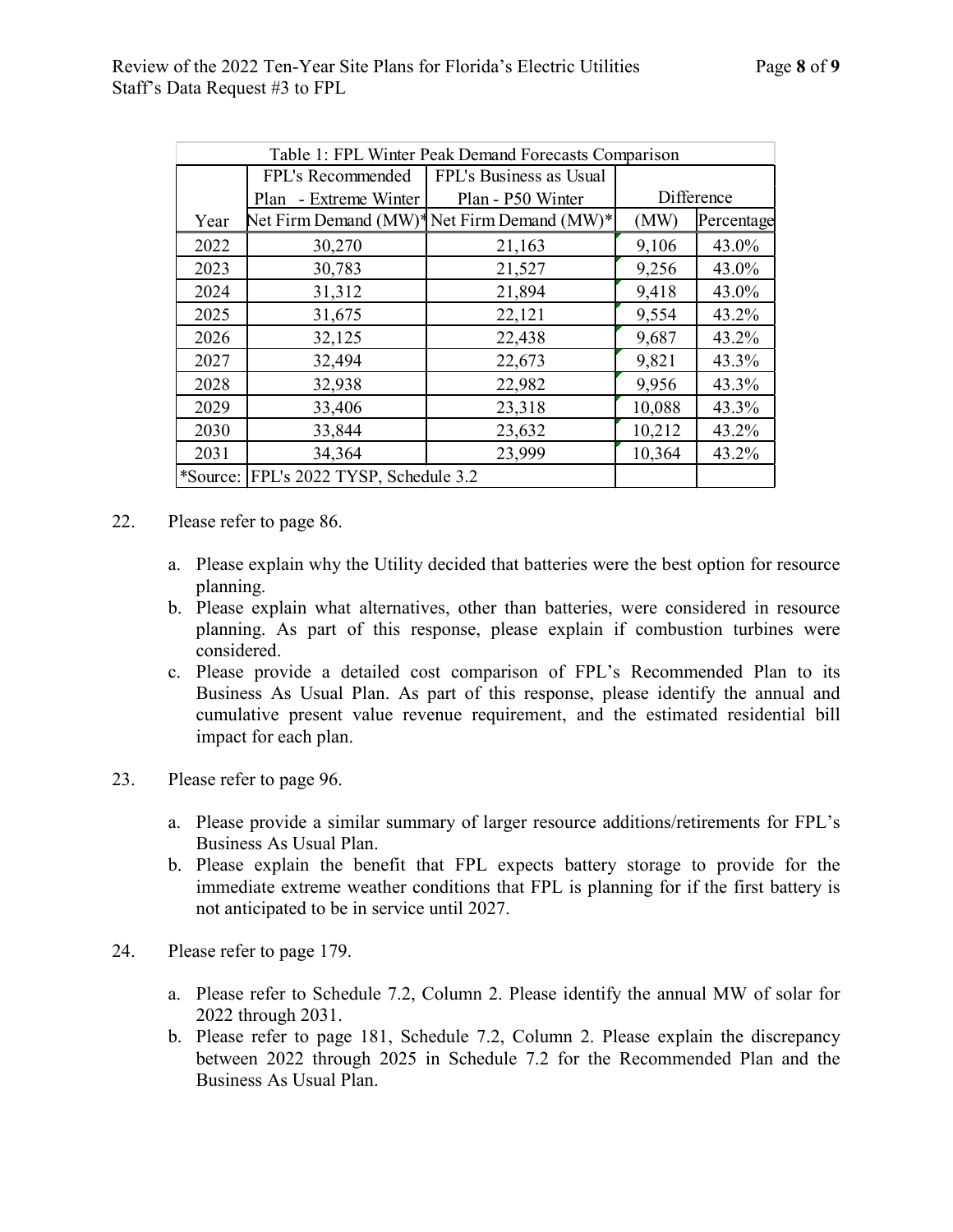| Table 1: FPL Winter Peak Demand Forecasts Comparison | | | | |
|---|---|---|---|---|
| | FPL's Recommended Plan - Extreme Winter | FPL's Business as Usual Plan - P50 Winter | Difference | |
| Year | Net Firm Demand (MW)* | Net Firm Demand (MW)* | (MW) | Percentage |
| 2022 | 30,270 | 21,163 | 9,106 | 43.0% |
| 2023 | 30,783 | 21,527 | 9,256 | 43.0% |
| 2024 | 31,312 | 21,894 | 9,418 | 43.0% |
| 2025 | 31,675 | 22,121 | 9,554 | 43.2% |
| 2026 | 32,125 | 22,438 | 9,687 | 43.2% |
| 2027 | 32,494 | 22,673 | 9,821 | 43.3% |
| 2028 | 32,938 | 22,982 | 9,956 | 43.3% |
| 2029 | 33,406 | 23,318 | 10,088 | 43.3% |
| 2030 | 33,844 | 23,632 | 10,212 | 43.2% |
| 2031 | 34,364 | 23,999 | 10,364 | 43.2% |
| *Source: | FPL's 2022 TYSP, Schedule 3.2 | | | |

22. Please refer to page 86.

    a. Please explain why the Utility decided that batteries were the best option for resource planning.
    b. Please explain what alternatives, other than batteries, were considered in resource planning. As part of this response, please explain if combustion turbines were considered.
    c. Please provide a detailed cost comparison of FPL's Recommended Plan to its Business As Usual Plan. As part of this response, please identify the annual and cumulative present value revenue requirement, and the estimated residential bill impact for each plan.

23. Please refer to page 96.

    a. Please provide a similar summary of larger resource additions/retirements for FPL's Business As Usual Plan.
    b. Please explain the benefit that FPL expects battery storage to provide for the immediate extreme weather conditions that FPL is planning for if the first battery is not anticipated to be in service until 2027.

24. Please refer to page 179.

    a. Please refer to Schedule 7.2, Column 2. Please identify the annual MW of solar for 2022 through 2031.
    b. Please refer to page 181, Schedule 7.2, Column 2. Please explain the discrepancy between 2022 through 2025 in Schedule 7.2 for the Recommended Plan and the Business As Usual Plan.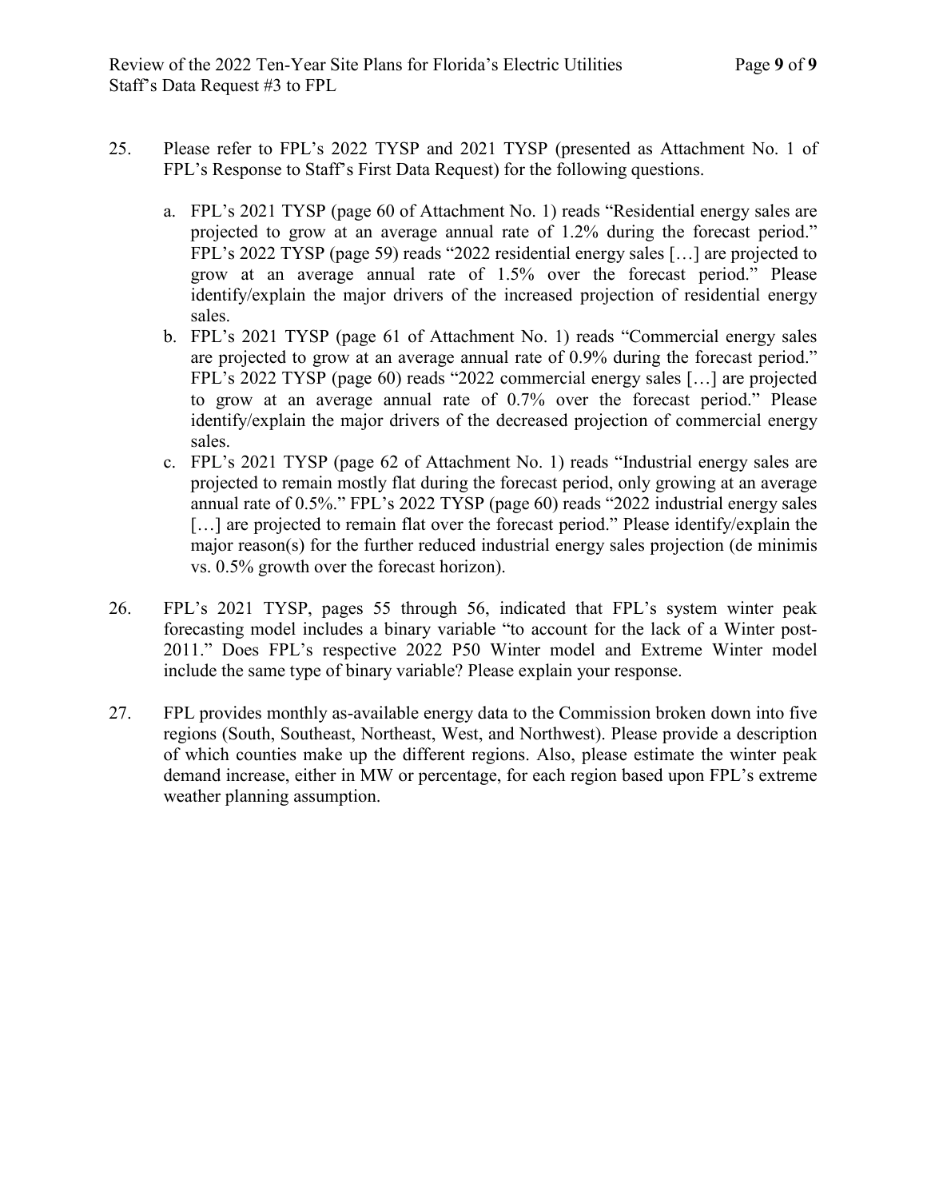25. Please refer to FPL's 2022 TYSP and 2021 TYSP (presented as Attachment No. 1 of FPL's Response to Staff's First Data Request) for the following questions.

    a. FPL's 2021 TYSP (page 60 of Attachment No. 1) reads "Residential energy sales are projected to grow at an average annual rate of 1.2% during the forecast period." FPL's 2022 TYSP (page 59) reads "2022 residential energy sales […] are projected to grow at an average annual rate of 1.5% over the forecast period." Please identify/explain the major drivers of the increased projection of residential energy sales.
    b. FPL's 2021 TYSP (page 61 of Attachment No. 1) reads "Commercial energy sales are projected to grow at an average annual rate of 0.9% during the forecast period." FPL's 2022 TYSP (page 60) reads "2022 commercial energy sales […] are projected to grow at an average annual rate of 0.7% over the forecast period." Please identify/explain the major drivers of the decreased projection of commercial energy sales.
    c. FPL's 2021 TYSP (page 62 of Attachment No. 1) reads "Industrial energy sales are projected to remain mostly flat during the forecast period, only growing at an average annual rate of 0.5%." FPL's 2022 TYSP (page 60) reads "2022 industrial energy sales […] are projected to remain flat over the forecast period." Please identify/explain the major reason(s) for the further reduced industrial energy sales projection (de minimis vs. 0.5% growth over the forecast horizon).

26. FPL's 2021 TYSP, pages 55 through 56, indicated that FPL's system winter peak forecasting model includes a binary variable "to account for the lack of a Winter post-2011." Does FPL's respective 2022 P50 Winter model and Extreme Winter model include the same type of binary variable? Please explain your response.

27. FPL provides monthly as-available energy data to the Commission broken down into five regions (South, Southeast, Northeast, West, and Northwest). Please provide a description of which counties make up the different regions. Also, please estimate the winter peak demand increase, either in MW or percentage, for each region based upon FPL's extreme weather planning assumption.